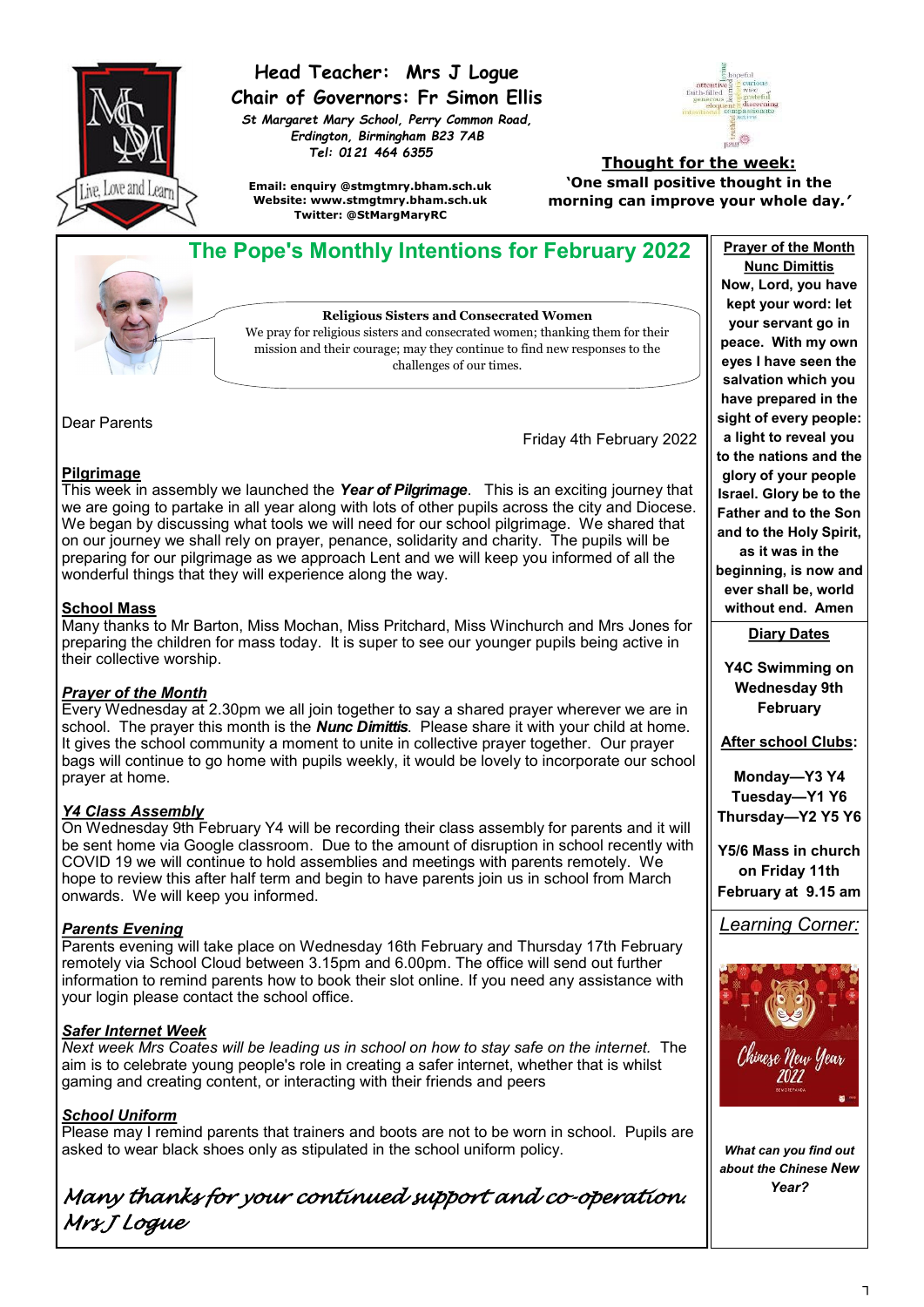**Head Teacher: Mrs J Logue**
**Chair of Governors: Fr Simon Ellis**

*St Margaret Mary School, Perry Common Road, Erdington, Birmingham B23 7AB*
*Tel: 0121 464 6355*

**Email: enquiry @stmgtmry.bham.sch.uk**
**Website: www.stmgtmry.bham.sch.uk**
**Twitter: @StMargMaryRC**

**Thought for the week:**
**'One small positive thought in the morning can improve your whole day.'**

## The Pope's Monthly Intentions for February 2022

**Religious Sisters and Consecrated Women**
We pray for religious sisters and consecrated women; thanking them for their mission and their courage; may they continue to find new responses to the challenges of our times.

Dear Parents

Friday 4th February 2022

### Pilgrimage
This week in assembly we launched the ***Year of Pilgrimage***. This is an exciting journey that we are going to partake in all year along with lots of other pupils across the city and Diocese. We began by discussing what tools we will need for our school pilgrimage. We shared that on our journey we shall rely on prayer, penance, solidarity and charity. The pupils will be preparing for our pilgrimage as we approach Lent and we will keep you informed of all the wonderful things that they will experience along the way.

### School Mass
Many thanks to Mr Barton, Miss Mochan, Miss Pritchard, Miss Winchurch and Mrs Jones for preparing the children for mass today. It is super to see our younger pupils being active in their collective worship.

### *Prayer of the Month*
Every Wednesday at 2.30pm we all join together to say a shared prayer wherever we are in school. The prayer this month is the ***Nunc Dimittis***. Please share it with your child at home. It gives the school community a moment to unite in collective prayer together. Our prayer bags will continue to go home with pupils weekly, it would be lovely to incorporate our school prayer at home.

### *Y4 Class Assembly*
On Wednesday 9th February Y4 will be recording their class assembly for parents and it will be sent home via Google classroom. Due to the amount of disruption in school recently with COVID 19 we will continue to hold assemblies and meetings with parents remotely. We hope to review this after half term and begin to have parents join us in school from March onwards. We will keep you informed.

### *Parents Evening*
Parents evening will take place on Wednesday 16th February and Thursday 17th February remotely via School Cloud between 3.15pm and 6.00pm. The office will send out further information to remind parents how to book their slot online. If you need any assistance with your login please contact the school office.

### *Safer Internet Week*
*Next week Mrs Coates will be leading us in school on how to stay safe on the internet.* The aim is to celebrate young people's role in creating a safer internet, whether that is whilst gaming and creating content, or interacting with their friends and peers

### *School Uniform*
Please may I remind parents that trainers and boots are not to be worn in school. Pupils are asked to wear black shoes only as stipulated in the school uniform policy.

*Many thanks for your continued support and co-operation.*
*Mrs J Logue*

---

**Prayer of the Month**
**Nunc Dimittis**

**Now, Lord, you have kept your word: let your servant go in peace. With my own eyes I have seen the salvation which you have prepared in the sight of every people: a light to reveal you to the nations and the glory of your people Israel. Glory be to the Father and to the Son and to the Holy Spirit, as it was in the beginning, is now and ever shall be, world without end. Amen**

**Diary Dates**

**Y4C Swimming on Wednesday 9th February**

**After school Clubs:**

**Monday—Y3 Y4**
**Tuesday—Y1 Y6**
**Thursday—Y2 Y5 Y6**

**Y5/6 Mass in church on Friday 11th February at 9.15 am**

*Learning Corner:*

***What can you find out about the Chinese New Year?***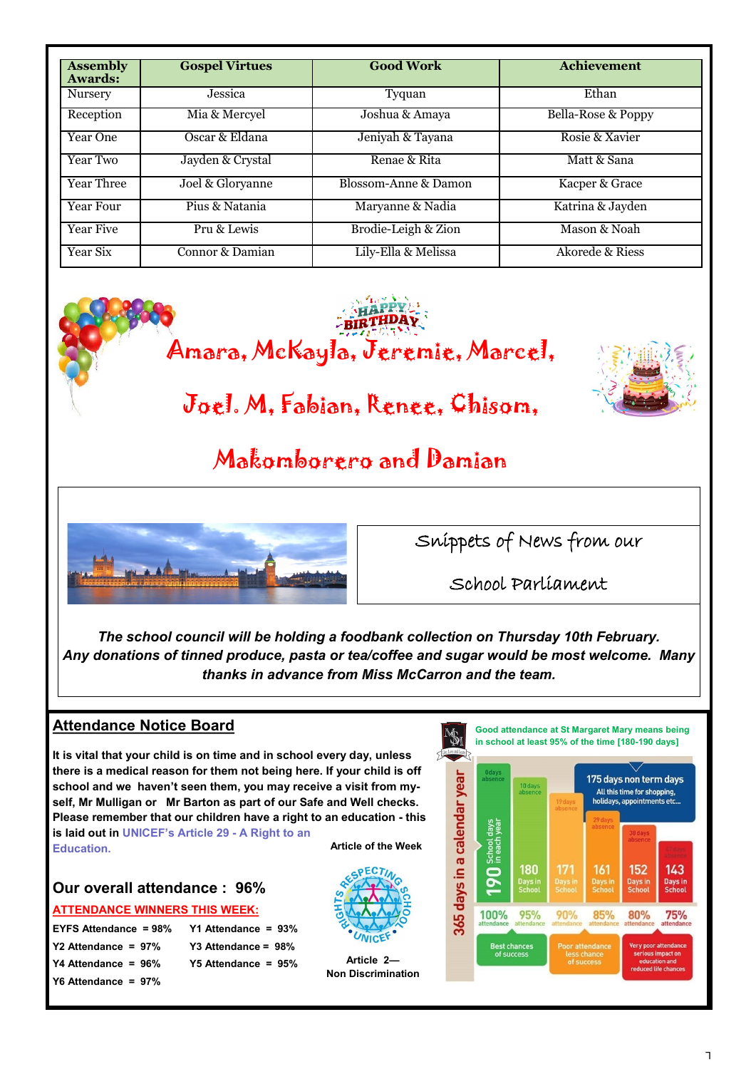| Assembly Awards: | Gospel Virtues | Good Work | Achievement |
|---|---|---|---|
| Nursery | Jessica | Tyquan | Ethan |
| Reception | Mia & Mercyel | Joshua & Amaya | Bella-Rose & Poppy |
| Year One | Oscar & Eldana | Jeniyah & Tayana | Rosie & Xavier |
| Year Two | Jayden & Crystal | Renae & Rita | Matt & Sana |
| Year Three | Joel & Gloryanne | Blossom-Anne & Damon | Kacper & Grace |
| Year Four | Pius & Natania | Maryanne & Nadia | Katrina & Jayden |
| Year Five | Pru & Lewis | Brodie-Leigh & Zion | Mason & Noah |
| Year Six | Connor & Damian | Lily-Ella & Melissa | Akorede & Riess |

HAPPY BIRTHDAY

Amara, McKayla, Jeremie, Marcel, Joel. M, Fabian, Renee, Chisom, Makomborero and Damian

## Snippets of News from our School Parliament

***The school council will be holding a foodbank collection on Thursday 10th February. Any donations of tinned produce, pasta or tea/coffee and sugar would be most welcome. Many thanks in advance from Miss McCarron and the team.***

## Attendance Notice Board

**It is vital that your child is on time and in school every day, unless there is a medical reason for them not being here. If your child is off school and we haven't seen them, you may receive a visit from my-self, Mr Mulligan or Mr Barton as part of our Safe and Well checks. Please remember that our children have a right to an education - this is laid out in UNICEF's Article 29 - A Right to an Education.**

**Article of the Week**

**Article 2— Non Discrimination**

### Our overall attendance : 96%

**ATTENDANCE WINNERS THIS WEEK:**

| | |
|---|---|
| **EYFS Attendance = 98%** | **Y1 Attendance = 93%** |
| **Y2 Attendance = 97%** | **Y3 Attendance = 98%** |
| **Y4 Attendance = 96%** | **Y5 Attendance = 95%** |
| **Y6 Attendance = 97%** | |

**Good attendance at St Margaret Mary means being in school at least 95% of the time [180-190 days]**

365 days in a calendar year

175 days non term days
All this time for shopping, holidays, appointments etc...

190 School days in each year

0days absence
10 days absence
19days absence
29 days absence
38 days absence
47 days absence

180 Days in School
171 Days in School
161 Days in School
152 Days in School
143 Days in School

100% attendance
95% attendance
90% attendance
85% attendance
80% attendance
75% attendance

Best chances of success
Poor attendance less chance of success
Very poor attendance serious impact on education and reduced life chances